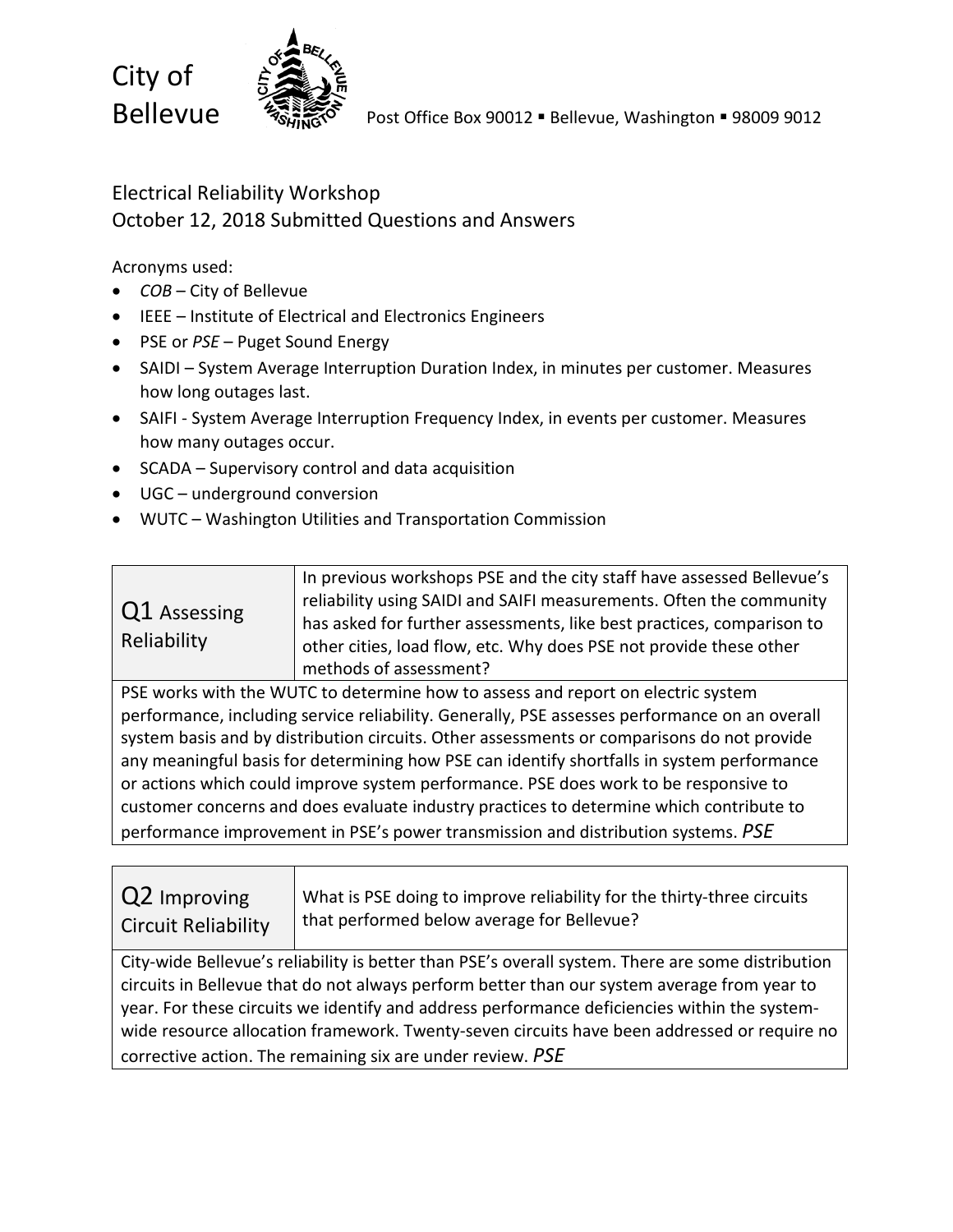City of Bellevue

Post Office Box 90012 ▪ Bellevue, Washington ▪ 98009 9012

# Electrical Reliability Workshop
## October 12, 2018 Submitted Questions and Answers

Acronyms used:

- *COB* – City of Bellevue
- IEEE – Institute of Electrical and Electronics Engineers
- PSE or *PSE* – Puget Sound Energy
- SAIDI – System Average Interruption Duration Index, in minutes per customer. Measures how long outages last.
- SAIFI - System Average Interruption Frequency Index, in events per customer. Measures how many outages occur.
- SCADA – Supervisory control and data acquisition
- UGC – underground conversion
- WUTC – Washington Utilities and Transportation Commission

| Q1 Assessing Reliability | In previous workshops PSE and the city staff have assessed Bellevue's reliability using SAIDI and SAIFI measurements. Often the community has asked for further assessments, like best practices, comparison to other cities, load flow, etc. Why does PSE not provide these other methods of assessment? |
| --- | --- |
| PSE works with the WUTC to determine how to assess and report on electric system performance, including service reliability. Generally, PSE assesses performance on an overall system basis and by distribution circuits. Other assessments or comparisons do not provide any meaningful basis for determining how PSE can identify shortfalls in system performance or actions which could improve system performance. PSE does work to be responsive to customer concerns and does evaluate industry practices to determine which contribute to performance improvement in PSE's power transmission and distribution systems. *PSE* | |

| Q2 Improving Circuit Reliability | What is PSE doing to improve reliability for the thirty-three circuits that performed below average for Bellevue? |
| --- | --- |
| City-wide Bellevue's reliability is better than PSE's overall system. There are some distribution circuits in Bellevue that do not always perform better than our system average from year to year. For these circuits we identify and address performance deficiencies within the system-wide resource allocation framework. Twenty-seven circuits have been addressed or require no corrective action. The remaining six are under review. *PSE* | |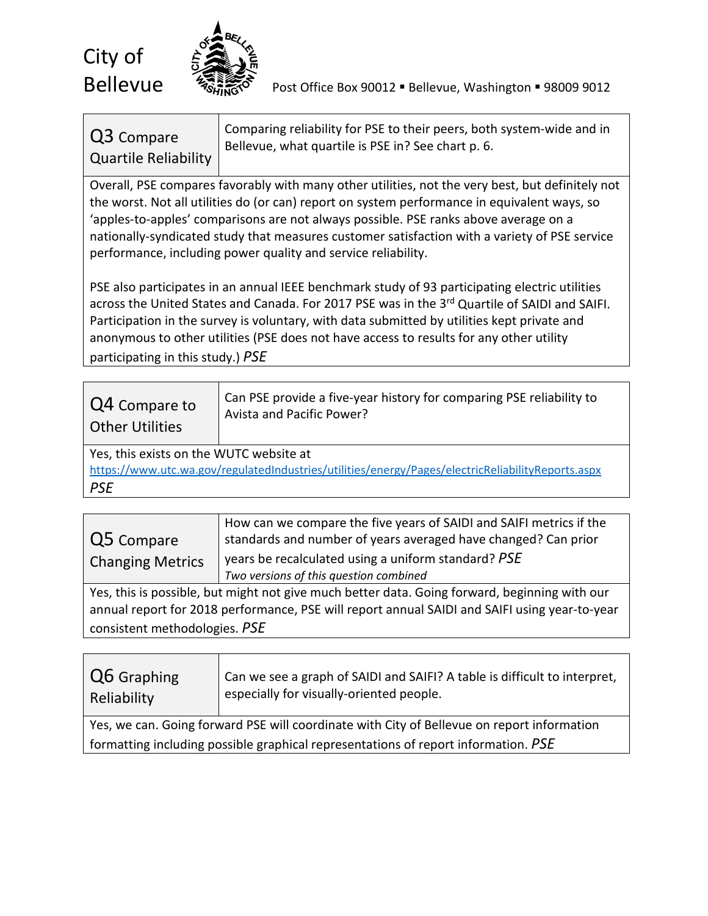| Q3 Compare Quartile Reliability | Comparing reliability for PSE to their peers, both system-wide and in Bellevue, what quartile is PSE in? See chart p. 6. |
|---|---|

Overall, PSE compares favorably with many other utilities, not the very best, but definitely not the worst. Not all utilities do (or can) report on system performance in equivalent ways, so 'apples-to-apples' comparisons are not always possible. PSE ranks above average on a nationally-syndicated study that measures customer satisfaction with a variety of PSE service performance, including power quality and service reliability.

PSE also participates in an annual IEEE benchmark study of 93 participating electric utilities across the United States and Canada. For 2017 PSE was in the 3rd Quartile of SAIDI and SAIFI. Participation in the survey is voluntary, with data submitted by utilities kept private and anonymous to other utilities (PSE does not have access to results for any other utility participating in this study.) *PSE*

| Q4 Compare to Other Utilities | Can PSE provide a five-year history for comparing PSE reliability to Avista and Pacific Power? |
|---|---|

Yes, this exists on the WUTC website at https://www.utc.wa.gov/regulatedIndustries/utilities/energy/Pages/electricReliabilityReports.aspx
*PSE*

| Q5 Compare Changing Metrics | How can we compare the five years of SAIDI and SAIFI metrics if the standards and number of years averaged have changed? Can prior years be recalculated using a uniform standard? *PSE* *Two versions of this question combined* |
|---|---|

Yes, this is possible, but might not give much better data. Going forward, beginning with our annual report for 2018 performance, PSE will report annual SAIDI and SAIFI using year-to-year consistent methodologies. *PSE*

| Q6 Graphing Reliability | Can we see a graph of SAIDI and SAIFI? A table is difficult to interpret, especially for visually-oriented people. |
|---|---|

Yes, we can. Going forward PSE will coordinate with City of Bellevue on report information formatting including possible graphical representations of report information. *PSE*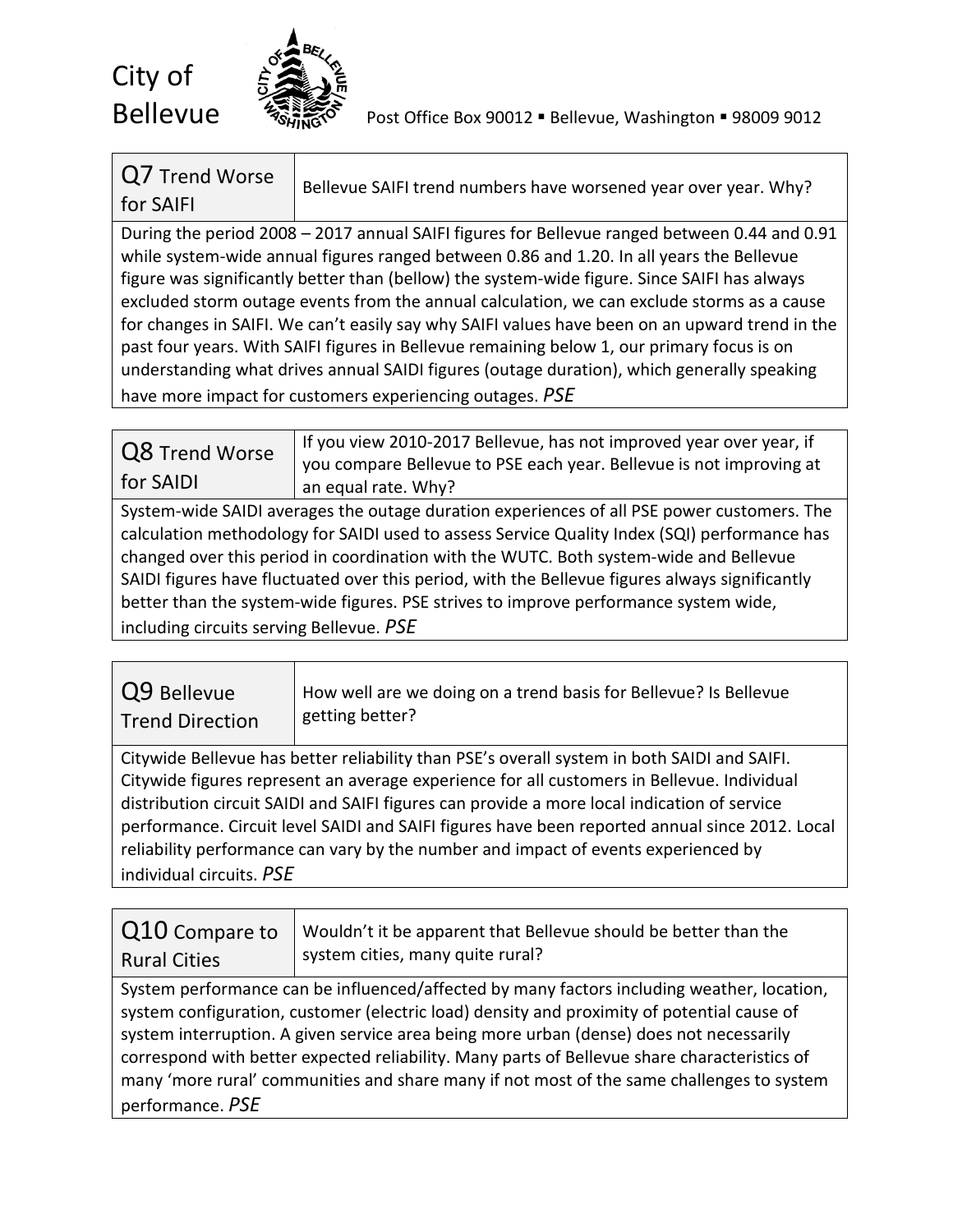City of Bellevue

Post Office Box 90012 ▪ Bellevue, Washington ▪ 98009 9012

| Q7 Trend Worse for SAIFI | Bellevue SAIFI trend numbers have worsened year over year. Why? |
|---|---|

During the period 2008 – 2017 annual SAIFI figures for Bellevue ranged between 0.44 and 0.91 while system-wide annual figures ranged between 0.86 and 1.20. In all years the Bellevue figure was significantly better than (bellow) the system-wide figure. Since SAIFI has always excluded storm outage events from the annual calculation, we can exclude storms as a cause for changes in SAIFI. We can't easily say why SAIFI values have been on an upward trend in the past four years. With SAIFI figures in Bellevue remaining below 1, our primary focus is on understanding what drives annual SAIDI figures (outage duration), which generally speaking have more impact for customers experiencing outages. *PSE*

| Q8 Trend Worse for SAIDI | If you view 2010-2017 Bellevue, has not improved year over year, if you compare Bellevue to PSE each year. Bellevue is not improving at an equal rate. Why? |
|---|---|

System-wide SAIDI averages the outage duration experiences of all PSE power customers. The calculation methodology for SAIDI used to assess Service Quality Index (SQI) performance has changed over this period in coordination with the WUTC. Both system-wide and Bellevue SAIDI figures have fluctuated over this period, with the Bellevue figures always significantly better than the system-wide figures. PSE strives to improve performance system wide, including circuits serving Bellevue. *PSE*

| Q9 Bellevue Trend Direction | How well are we doing on a trend basis for Bellevue? Is Bellevue getting better? |
|---|---|

Citywide Bellevue has better reliability than PSE's overall system in both SAIDI and SAIFI. Citywide figures represent an average experience for all customers in Bellevue. Individual distribution circuit SAIDI and SAIFI figures can provide a more local indication of service performance. Circuit level SAIDI and SAIFI figures have been reported annual since 2012. Local reliability performance can vary by the number and impact of events experienced by individual circuits. *PSE*

| Q10 Compare to Rural Cities | Wouldn't it be apparent that Bellevue should be better than the system cities, many quite rural? |
|---|---|

System performance can be influenced/affected by many factors including weather, location, system configuration, customer (electric load) density and proximity of potential cause of system interruption. A given service area being more urban (dense) does not necessarily correspond with better expected reliability. Many parts of Bellevue share characteristics of many 'more rural' communities and share many if not most of the same challenges to system performance. *PSE*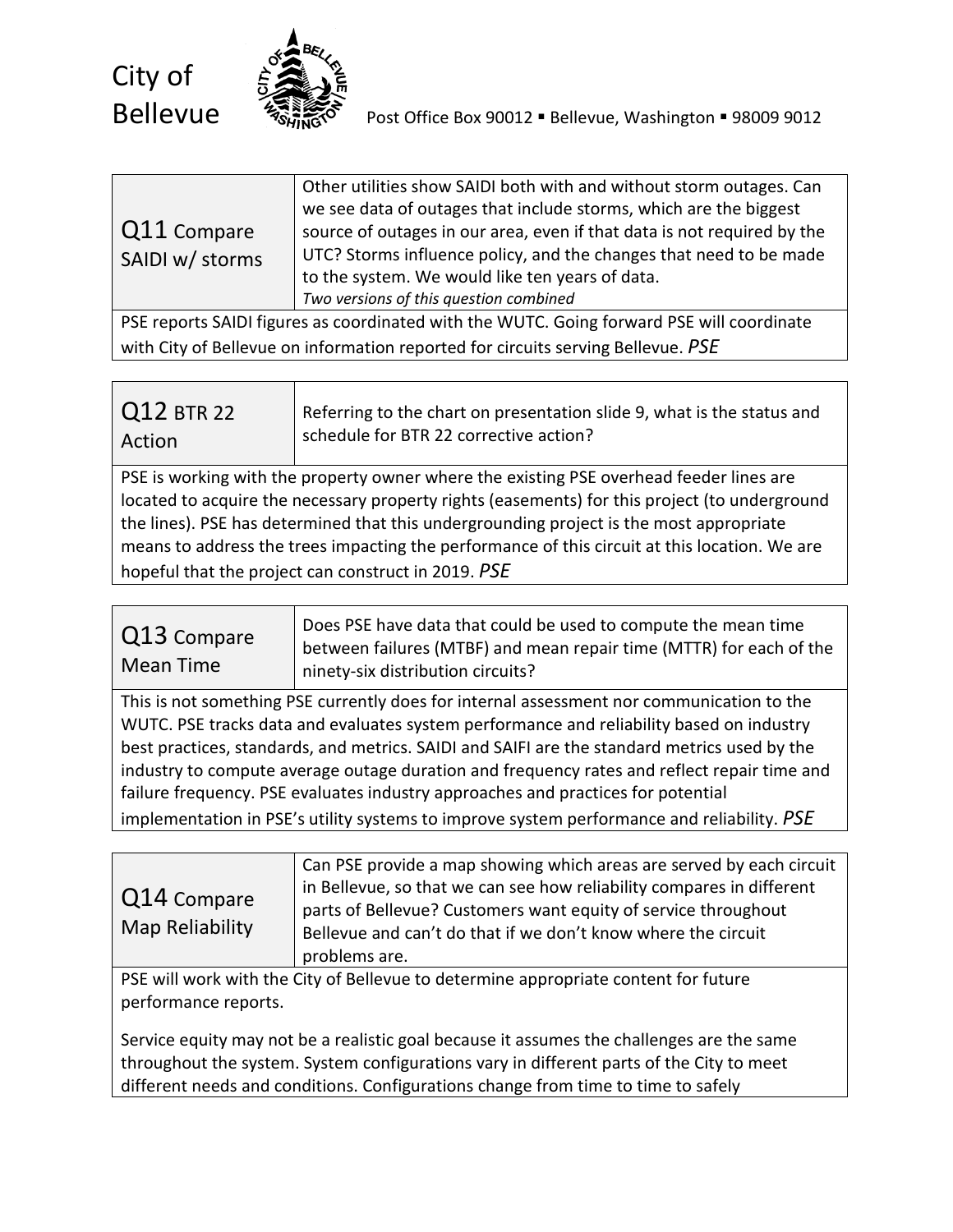| Q11 Compare SAIDI w/ storms | Other utilities show SAIDI both with and without storm outages. Can we see data of outages that include storms, which are the biggest source of outages in our area, even if that data is not required by the UTC? Storms influence policy, and the changes that need to be made to the system. We would like ten years of data. *Two versions of this question combined* |
|---|---|

PSE reports SAIDI figures as coordinated with the WUTC. Going forward PSE will coordinate with City of Bellevue on information reported for circuits serving Bellevue. *PSE*

| Q12 BTR 22 Action | Referring to the chart on presentation slide 9, what is the status and schedule for BTR 22 corrective action? |
|---|---|

PSE is working with the property owner where the existing PSE overhead feeder lines are located to acquire the necessary property rights (easements) for this project (to underground the lines). PSE has determined that this undergrounding project is the most appropriate means to address the trees impacting the performance of this circuit at this location. We are hopeful that the project can construct in 2019. *PSE*

| Q13 Compare Mean Time | Does PSE have data that could be used to compute the mean time between failures (MTBF) and mean repair time (MTTR) for each of the ninety-six distribution circuits? |
|---|---|

This is not something PSE currently does for internal assessment nor communication to the WUTC. PSE tracks data and evaluates system performance and reliability based on industry best practices, standards, and metrics. SAIDI and SAIFI are the standard metrics used by the industry to compute average outage duration and frequency rates and reflect repair time and failure frequency. PSE evaluates industry approaches and practices for potential implementation in PSE's utility systems to improve system performance and reliability. *PSE*

| Q14 Compare Map Reliability | Can PSE provide a map showing which areas are served by each circuit in Bellevue, so that we can see how reliability compares in different parts of Bellevue? Customers want equity of service throughout Bellevue and can't do that if we don't know where the circuit problems are. |
|---|---|

PSE will work with the City of Bellevue to determine appropriate content for future performance reports.

Service equity may not be a realistic goal because it assumes the challenges are the same throughout the system. System configurations vary in different parts of the City to meet different needs and conditions. Configurations change from time to time to safely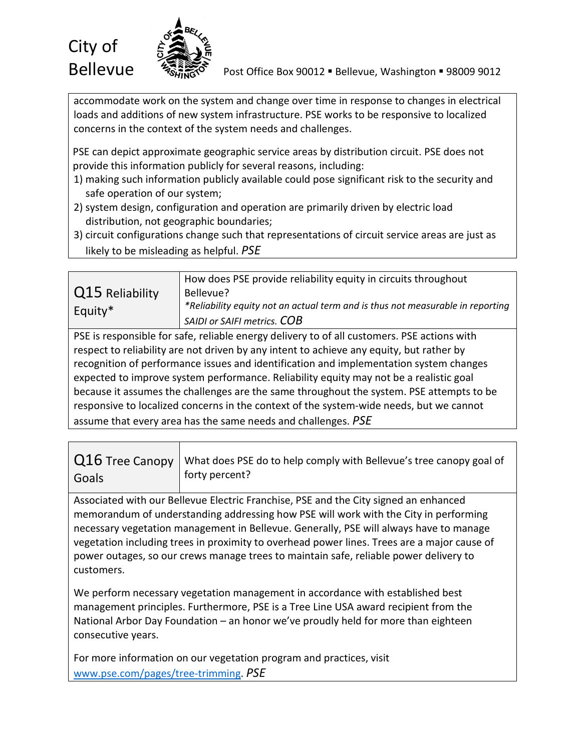accommodate work on the system and change over time in response to changes in electrical loads and additions of new system infrastructure. PSE works to be responsive to localized concerns in the context of the system needs and challenges.

PSE can depict approximate geographic service areas by distribution circuit. PSE does not provide this information publicly for several reasons, including:

1) making such information publicly available could pose significant risk to the security and safe operation of our system;
2) system design, configuration and operation are primarily driven by electric load distribution, not geographic boundaries;
3) circuit configurations change such that representations of circuit service areas are just as likely to be misleading as helpful. *PSE*

| Q15 Reliability Equity* | How does PSE provide reliability equity in circuits throughout Bellevue? *\*Reliability equity not an actual term and is thus not measurable in reporting SAIDI or SAIFI metrics. COB* |
|---|---|

PSE is responsible for safe, reliable energy delivery to of all customers. PSE actions with respect to reliability are not driven by any intent to achieve any equity, but rather by recognition of performance issues and identification and implementation system changes expected to improve system performance. Reliability equity may not be a realistic goal because it assumes the challenges are the same throughout the system. PSE attempts to be responsive to localized concerns in the context of the system-wide needs, but we cannot assume that every area has the same needs and challenges. *PSE*

| Q16 Tree Canopy Goals | What does PSE do to help comply with Bellevue's tree canopy goal of forty percent? |
|---|---|

Associated with our Bellevue Electric Franchise, PSE and the City signed an enhanced memorandum of understanding addressing how PSE will work with the City in performing necessary vegetation management in Bellevue. Generally, PSE will always have to manage vegetation including trees in proximity to overhead power lines. Trees are a major cause of power outages, so our crews manage trees to maintain safe, reliable power delivery to customers.

We perform necessary vegetation management in accordance with established best management principles. Furthermore, PSE is a Tree Line USA award recipient from the National Arbor Day Foundation – an honor we've proudly held for more than eighteen consecutive years.

For more information on our vegetation program and practices, visit [www.pse.com/pages/tree-trimming](www.pse.com/pages/tree-trimming). *PSE*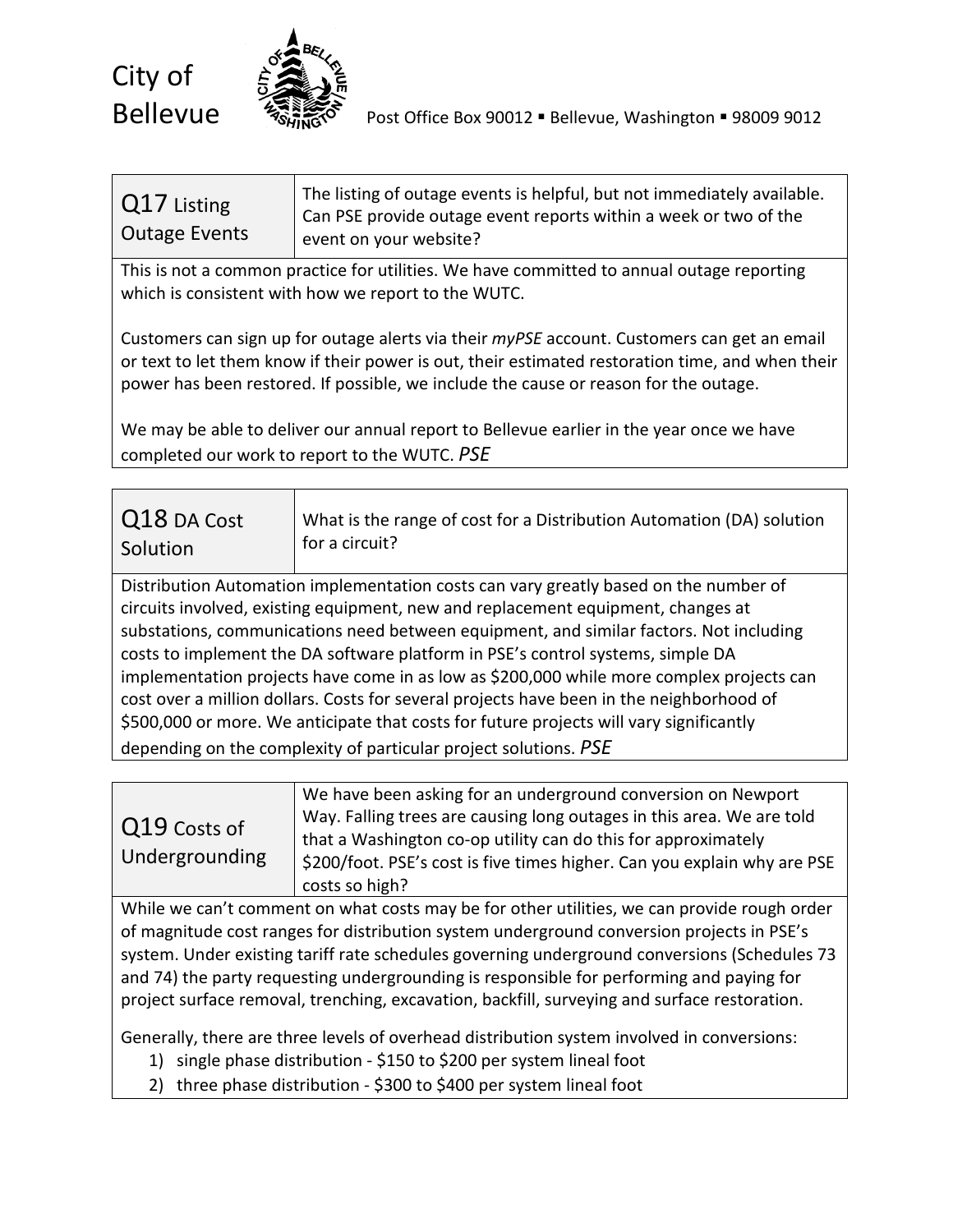| Q17 Listing Outage Events | The listing of outage events is helpful, but not immediately available. Can PSE provide outage event reports within a week or two of the event on your website? |
|---|---|

This is not a common practice for utilities. We have committed to annual outage reporting which is consistent with how we report to the WUTC.

Customers can sign up for outage alerts via their *myPSE* account. Customers can get an email or text to let them know if their power is out, their estimated restoration time, and when their power has been restored. If possible, we include the cause or reason for the outage.

We may be able to deliver our annual report to Bellevue earlier in the year once we have completed our work to report to the WUTC. *PSE*

| Q18 DA Cost Solution | What is the range of cost for a Distribution Automation (DA) solution for a circuit? |
|---|---|

Distribution Automation implementation costs can vary greatly based on the number of circuits involved, existing equipment, new and replacement equipment, changes at substations, communications need between equipment, and similar factors. Not including costs to implement the DA software platform in PSE's control systems, simple DA implementation projects have come in as low as $200,000 while more complex projects can cost over a million dollars. Costs for several projects have been in the neighborhood of $500,000 or more. We anticipate that costs for future projects will vary significantly depending on the complexity of particular project solutions. *PSE*

| Q19 Costs of Undergrounding | We have been asking for an underground conversion on Newport Way. Falling trees are causing long outages in this area. We are told that a Washington co-op utility can do this for approximately $200/foot. PSE's cost is five times higher. Can you explain why are PSE costs so high? |
|---|---|

While we can't comment on what costs may be for other utilities, we can provide rough order of magnitude cost ranges for distribution system underground conversion projects in PSE's system. Under existing tariff rate schedules governing underground conversions (Schedules 73 and 74) the party requesting undergrounding is responsible for performing and paying for project surface removal, trenching, excavation, backfill, surveying and surface restoration.

Generally, there are three levels of overhead distribution system involved in conversions:

1) single phase distribution - $150 to $200 per system lineal foot
2) three phase distribution - $300 to $400 per system lineal foot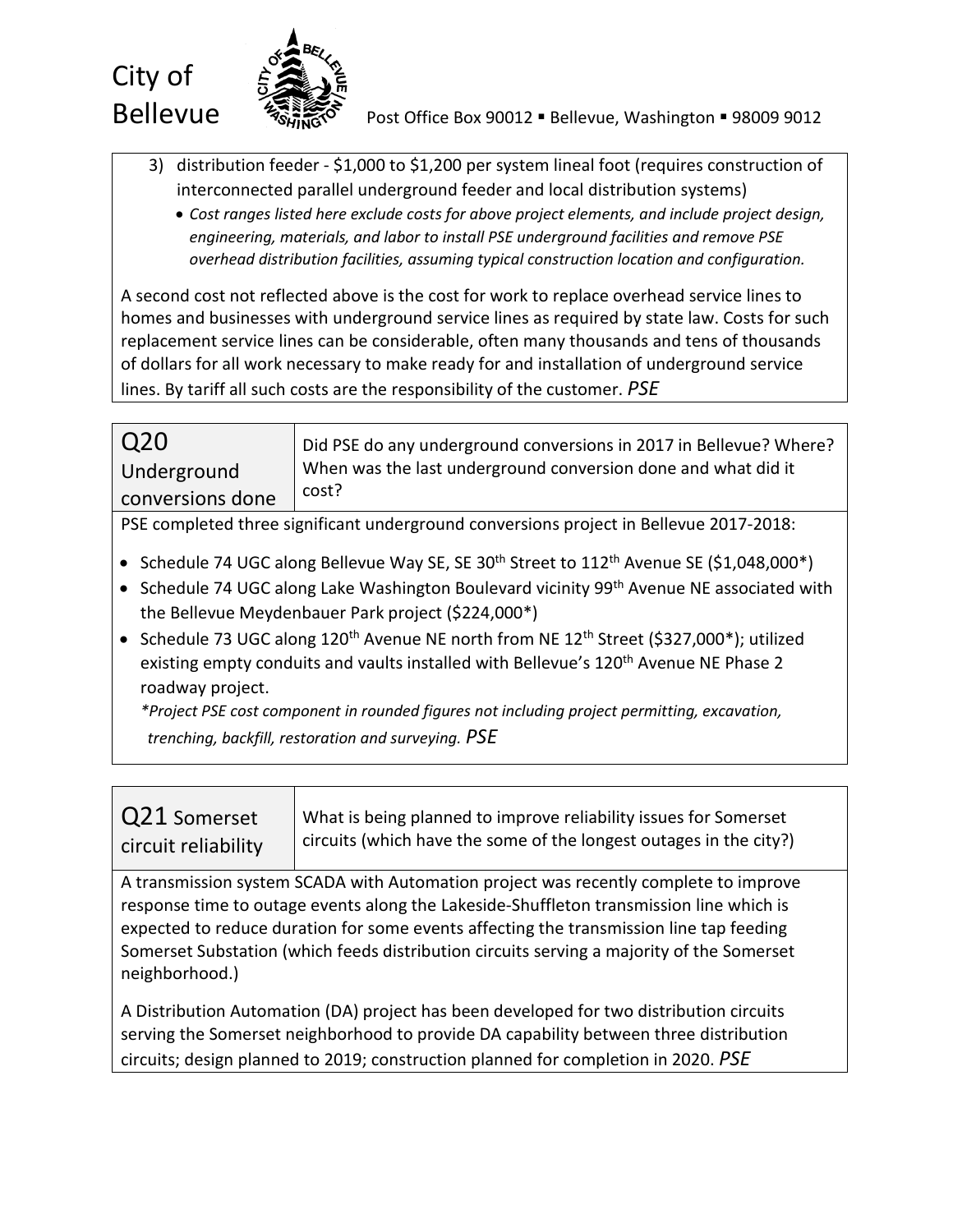3) distribution feeder - $1,000 to $1,200 per system lineal foot (requires construction of interconnected parallel underground feeder and local distribution systems)
   - *Cost ranges listed here exclude costs for above project elements, and include project design, engineering, materials, and labor to install PSE underground facilities and remove PSE overhead distribution facilities, assuming typical construction location and configuration.*

A second cost not reflected above is the cost for work to replace overhead service lines to homes and businesses with underground service lines as required by state law. Costs for such replacement service lines can be considerable, often many thousands and tens of thousands of dollars for all work necessary to make ready for and installation of underground service lines. By tariff all such costs are the responsibility of the customer. *PSE*

| Q20 Underground conversions done | Did PSE do any underground conversions in 2017 in Bellevue? Where? When was the last underground conversion done and what did it cost? |
|---|---|

PSE completed three significant underground conversions project in Bellevue 2017-2018:

- Schedule 74 UGC along Bellevue Way SE, SE 30th Street to 112th Avenue SE ($1,048,000*)
- Schedule 74 UGC along Lake Washington Boulevard vicinity 99th Avenue NE associated with the Bellevue Meydenbauer Park project ($224,000*)
- Schedule 73 UGC along 120th Avenue NE north from NE 12th Street ($327,000*); utilized existing empty conduits and vaults installed with Bellevue's 120th Avenue NE Phase 2 roadway project.

*\*Project PSE cost component in rounded figures not including project permitting, excavation, trenching, backfill, restoration and surveying.* *PSE*

| Q21 Somerset circuit reliability | What is being planned to improve reliability issues for Somerset circuits (which have the some of the longest outages in the city?) |
|---|---|

A transmission system SCADA with Automation project was recently complete to improve response time to outage events along the Lakeside-Shuffleton transmission line which is expected to reduce duration for some events affecting the transmission line tap feeding Somerset Substation (which feeds distribution circuits serving a majority of the Somerset neighborhood.)

A Distribution Automation (DA) project has been developed for two distribution circuits serving the Somerset neighborhood to provide DA capability between three distribution circuits; design planned to 2019; construction planned for completion in 2020. *PSE*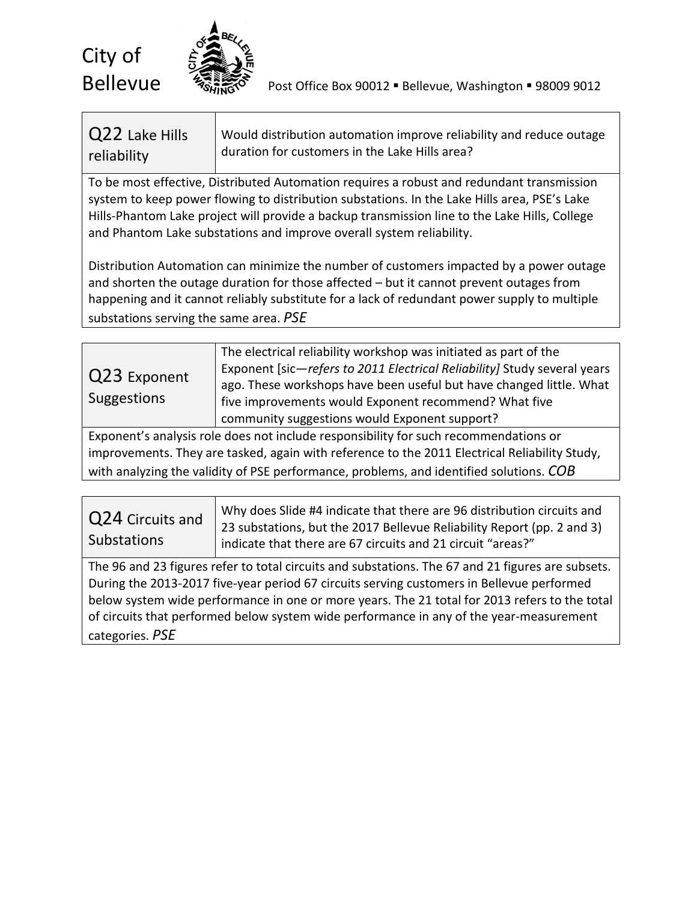| Q22 Lake Hills reliability | Would distribution automation improve reliability and reduce outage duration for customers in the Lake Hills area? |
|---|---|

To be most effective, Distributed Automation requires a robust and redundant transmission system to keep power flowing to distribution substations. In the Lake Hills area, PSE's Lake Hills-Phantom Lake project will provide a backup transmission line to the Lake Hills, College and Phantom Lake substations and improve overall system reliability.

Distribution Automation can minimize the number of customers impacted by a power outage and shorten the outage duration for those affected – but it cannot prevent outages from happening and it cannot reliably substitute for a lack of redundant power supply to multiple substations serving the same area. *PSE*

| Q23 Exponent Suggestions | The electrical reliability workshop was initiated as part of the Exponent [sic—*refers to 2011 Electrical Reliability]* Study several years ago. These workshops have been useful but have changed little. What five improvements would Exponent recommend? What five community suggestions would Exponent support? |
|---|---|

Exponent's analysis role does not include responsibility for such recommendations or improvements. They are tasked, again with reference to the 2011 Electrical Reliability Study, with analyzing the validity of PSE performance, problems, and identified solutions. *COB*

| Q24 Circuits and Substations | Why does Slide #4 indicate that there are 96 distribution circuits and 23 substations, but the 2017 Bellevue Reliability Report (pp. 2 and 3) indicate that there are 67 circuits and 21 circuit "areas?" |
|---|---|

The 96 and 23 figures refer to total circuits and substations. The 67 and 21 figures are subsets. During the 2013-2017 five-year period 67 circuits serving customers in Bellevue performed below system wide performance in one or more years. The 21 total for 2013 refers to the total of circuits that performed below system wide performance in any of the year-measurement categories. *PSE*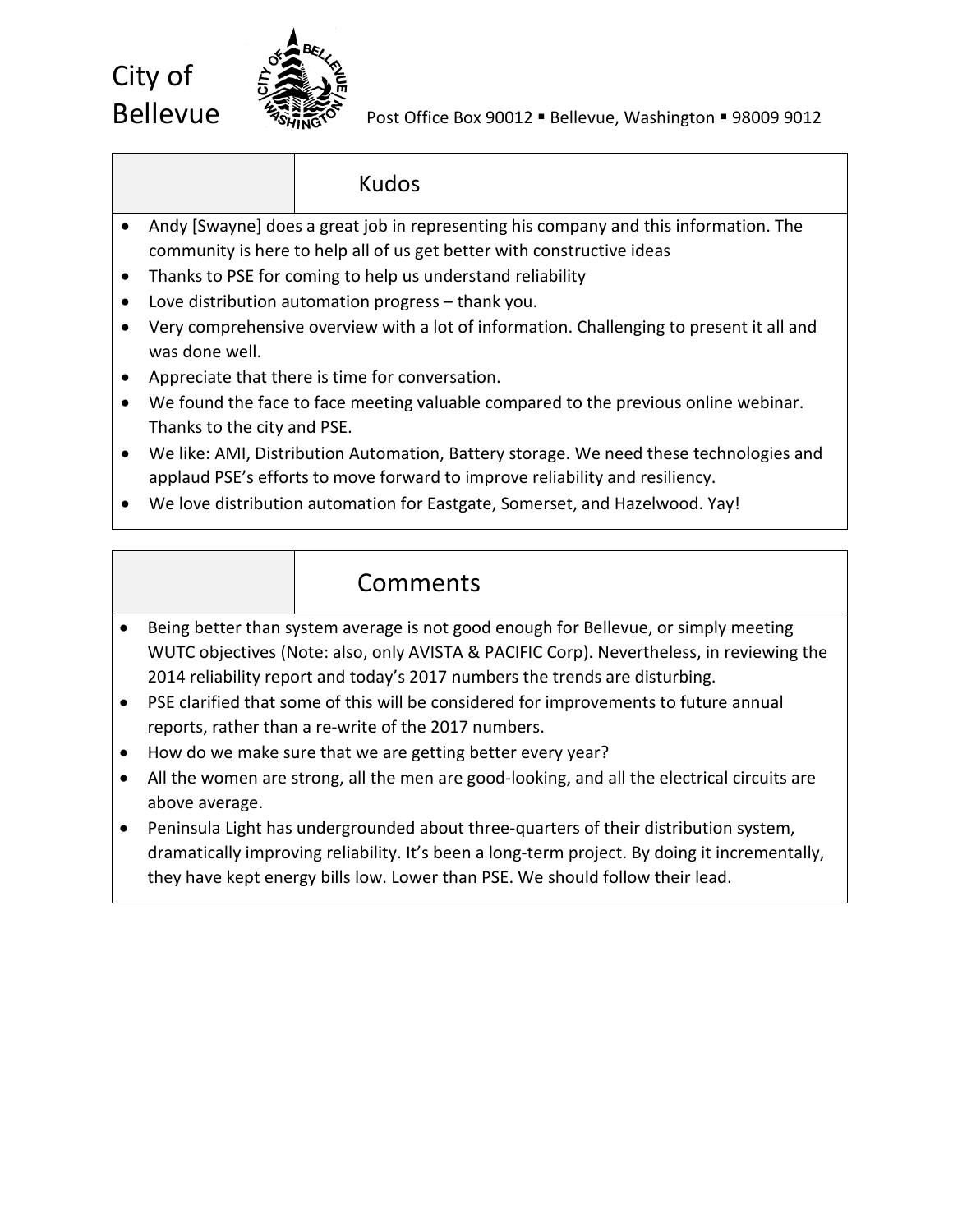City of Bellevue

Post Office Box 90012 ▪ Bellevue, Washington ▪ 98009 9012

## Kudos

- Andy [Swayne] does a great job in representing his company and this information. The community is here to help all of us get better with constructive ideas
- Thanks to PSE for coming to help us understand reliability
- Love distribution automation progress – thank you.
- Very comprehensive overview with a lot of information. Challenging to present it all and was done well.
- Appreciate that there is time for conversation.
- We found the face to face meeting valuable compared to the previous online webinar. Thanks to the city and PSE.
- We like: AMI, Distribution Automation, Battery storage. We need these technologies and applaud PSE's efforts to move forward to improve reliability and resiliency.
- We love distribution automation for Eastgate, Somerset, and Hazelwood. Yay!

## Comments

- Being better than system average is not good enough for Bellevue, or simply meeting WUTC objectives (Note: also, only AVISTA & PACIFIC Corp). Nevertheless, in reviewing the 2014 reliability report and today's 2017 numbers the trends are disturbing.
- PSE clarified that some of this will be considered for improvements to future annual reports, rather than a re-write of the 2017 numbers.
- How do we make sure that we are getting better every year?
- All the women are strong, all the men are good-looking, and all the electrical circuits are above average.
- Peninsula Light has undergrounded about three-quarters of their distribution system, dramatically improving reliability. It's been a long-term project. By doing it incrementally, they have kept energy bills low. Lower than PSE. We should follow their lead.